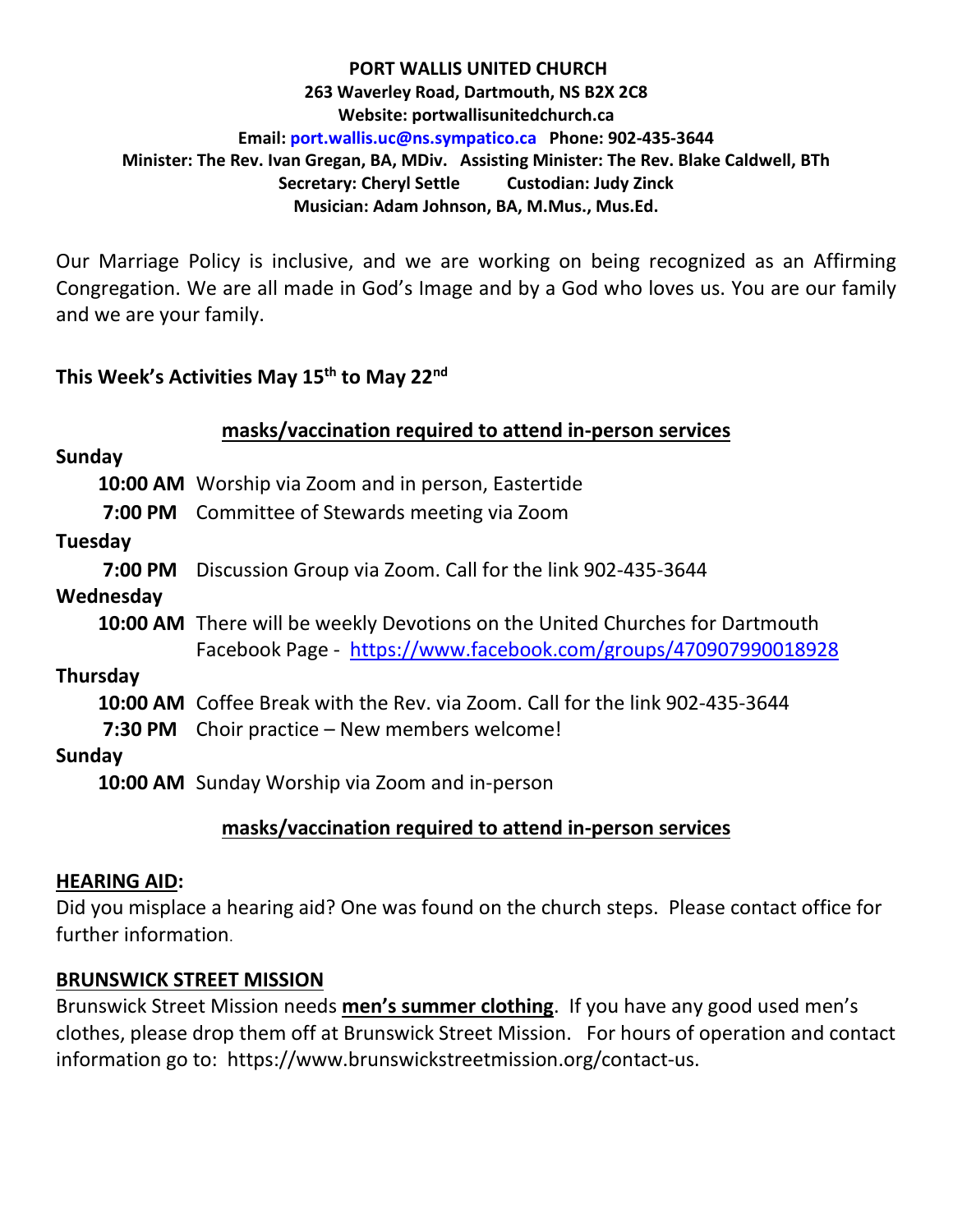**PORT WALLIS UNITED CHURCH**
**263 Waverley Road, Dartmouth, NS B2X 2C8**
**Website: portwallisunitedchurch.ca**
**Email: port.wallis.uc@ns.sympatico.ca Phone: 902-435-3644**
**Minister: The Rev. Ivan Gregan, BA, MDiv. Assisting Minister: The Rev. Blake Caldwell, BTh**
**Secretary: Cheryl Settle Custodian: Judy Zinck**
**Musician: Adam Johnson, BA, M.Mus., Mus.Ed.**

Our Marriage Policy is inclusive, and we are working on being recognized as an Affirming Congregation. We are all made in God's Image and by a God who loves us. You are our family and we are your family.

**This Week's Activities May 15th to May 22nd**

**masks/vaccination required to attend in-person services**

**Sunday**

**10:00 AM** Worship via Zoom and in person, Eastertide

**7:00 PM** Committee of Stewards meeting via Zoom

**Tuesday**

**7:00 PM** Discussion Group via Zoom. Call for the link 902-435-3644

**Wednesday**

**10:00 AM** There will be weekly Devotions on the United Churches for Dartmouth Facebook Page - https://www.facebook.com/groups/470907990018928

**Thursday**

**10:00 AM** Coffee Break with the Rev. via Zoom. Call for the link 902-435-3644

**7:30 PM** Choir practice – New members welcome!

**Sunday**

**10:00 AM** Sunday Worship via Zoom and in-person

**masks/vaccination required to attend in-person services**

**HEARING AID:**

Did you misplace a hearing aid? One was found on the church steps. Please contact office for further information.

**BRUNSWICK STREET MISSION**

Brunswick Street Mission needs **men's summer clothing**. If you have any good used men's clothes, please drop them off at Brunswick Street Mission. For hours of operation and contact information go to: https://www.brunswickstreetmission.org/contact-us.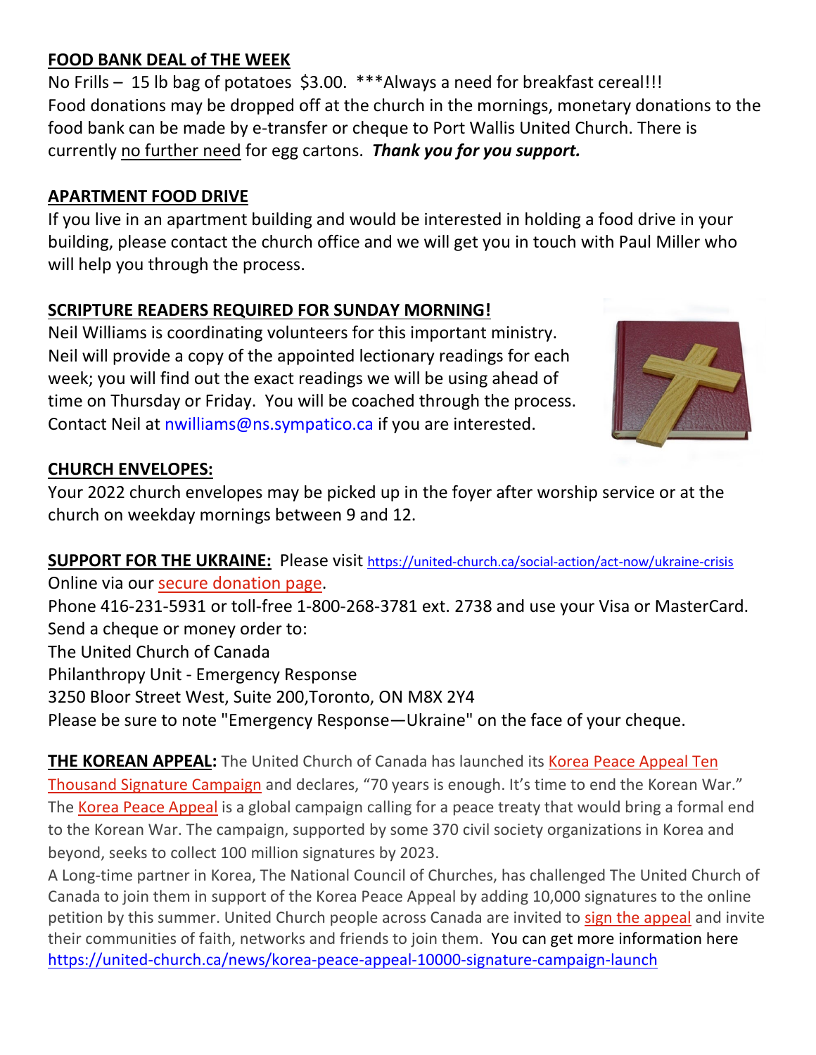**FOOD BANK DEAL of THE WEEK**

No Frills – 15 lb bag of potatoes $3.00. ***Always a need for breakfast cereal!!! Food donations may be dropped off at the church in the mornings, monetary donations to the food bank can be made by e-transfer or cheque to Port Wallis United Church. There is currently no further need for egg cartons. ***Thank you for you support.***

**APARTMENT FOOD DRIVE**

If you live in an apartment building and would be interested in holding a food drive in your building, please contact the church office and we will get you in touch with Paul Miller who will help you through the process.

**SCRIPTURE READERS REQUIRED FOR SUNDAY MORNING!**

Neil Williams is coordinating volunteers for this important ministry. Neil will provide a copy of the appointed lectionary readings for each week; you will find out the exact readings we will be using ahead of time on Thursday or Friday. You will be coached through the process. Contact Neil at nwilliams@ns.sympatico.ca if you are interested.

**CHURCH ENVELOPES:**

Your 2022 church envelopes may be picked up in the foyer after worship service or at the church on weekday mornings between 9 and 12.

**SUPPORT FOR THE UKRAINE:** Please visit https://united-church.ca/social-action/act-now/ukraine-crisis

Online via our secure donation page.

Phone 416-231-5931 or toll-free 1-800-268-3781 ext. 2738 and use your Visa or MasterCard.

Send a cheque or money order to:

The United Church of Canada

Philanthropy Unit - Emergency Response

3250 Bloor Street West, Suite 200,Toronto, ON M8X 2Y4

Please be sure to note "Emergency Response—Ukraine" on the face of your cheque.

**THE KOREAN APPEAL:** The United Church of Canada has launched its Korea Peace Appeal Ten Thousand Signature Campaign and declares, "70 years is enough. It's time to end the Korean War." The Korea Peace Appeal is a global campaign calling for a peace treaty that would bring a formal end to the Korean War. The campaign, supported by some 370 civil society organizations in Korea and beyond, seeks to collect 100 million signatures by 2023.

A Long-time partner in Korea, The National Council of Churches, has challenged The United Church of Canada to join them in support of the Korea Peace Appeal by adding 10,000 signatures to the online petition by this summer. United Church people across Canada are invited to sign the appeal and invite their communities of faith, networks and friends to join them. You can get more information here https://united-church.ca/news/korea-peace-appeal-10000-signature-campaign-launch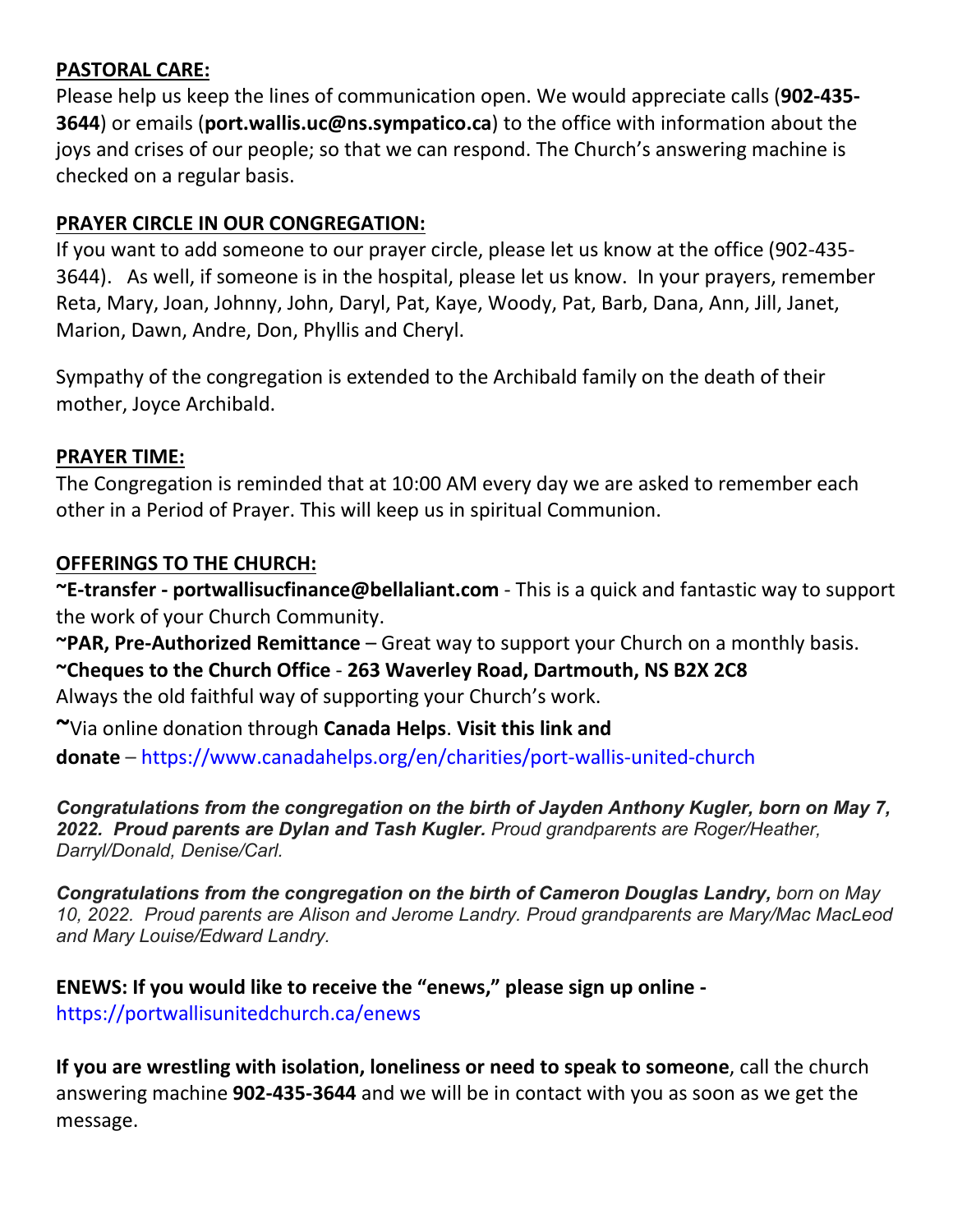**PASTORAL CARE:**

Please help us keep the lines of communication open. We would appreciate calls (**902-435-3644**) or emails (**port.wallis.uc@ns.sympatico.ca**) to the office with information about the joys and crises of our people; so that we can respond. The Church's answering machine is checked on a regular basis.

**PRAYER CIRCLE IN OUR CONGREGATION:**

If you want to add someone to our prayer circle, please let us know at the office (902-435-3644). As well, if someone is in the hospital, please let us know. In your prayers, remember Reta, Mary, Joan, Johnny, John, Daryl, Pat, Kaye, Woody, Pat, Barb, Dana, Ann, Jill, Janet, Marion, Dawn, Andre, Don, Phyllis and Cheryl.

Sympathy of the congregation is extended to the Archibald family on the death of their mother, Joyce Archibald.

**PRAYER TIME:**

The Congregation is reminded that at 10:00 AM every day we are asked to remember each other in a Period of Prayer. This will keep us in spiritual Communion.

**OFFERINGS TO THE CHURCH:**

**~E-transfer - portwallisucfinance@bellaliant.com** - This is a quick and fantastic way to support the work of your Church Community.

**~PAR, Pre-Authorized Remittance** – Great way to support your Church on a monthly basis.

**~Cheques to the Church Office** - **263 Waverley Road, Dartmouth, NS B2X 2C8**

Always the old faithful way of supporting your Church's work.

**~**Via online donation through **Canada Helps**. **Visit this link and donate** – https://www.canadahelps.org/en/charities/port-wallis-united-church

***Congratulations from the congregation on the birth of Jayden Anthony Kugler, born on May 7, 2022. Proud parents are Dylan and Tash Kugler.*** *Proud grandparents are Roger/Heather, Darryl/Donald, Denise/Carl.*

***Congratulations from the congregation on the birth of Cameron Douglas Landry,*** *born on May 10, 2022. Proud parents are Alison and Jerome Landry. Proud grandparents are Mary/Mac MacLeod and Mary Louise/Edward Landry.*

**ENEWS: If you would like to receive the "enews," please sign up online -**
https://portwallisunitedchurch.ca/enews

**If you are wrestling with isolation, loneliness or need to speak to someone**, call the church answering machine **902-435-3644** and we will be in contact with you as soon as we get the message.